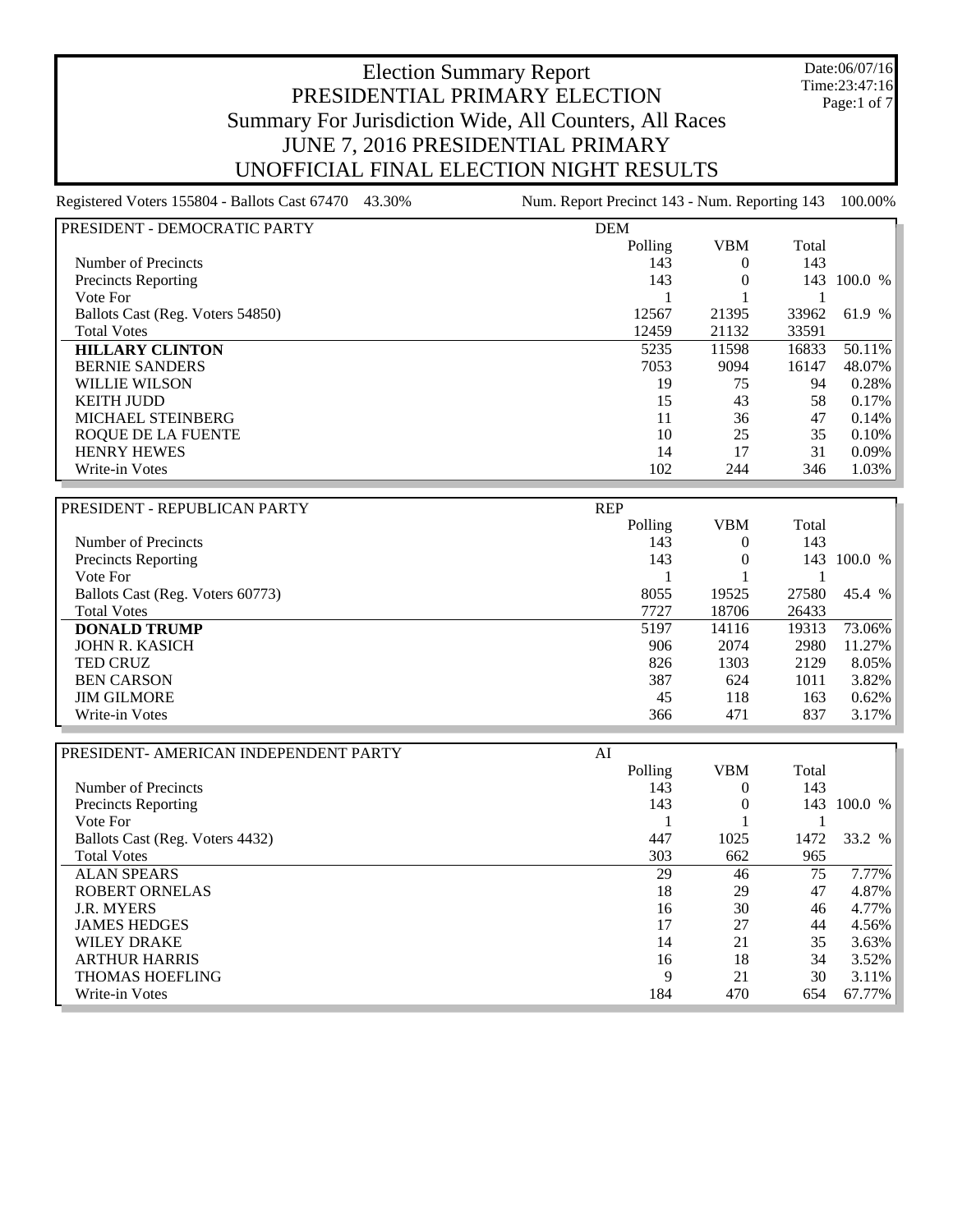# Election Summary Report

## PRESIDENTIAL PRIMARY ELECTION

### Summary For Jurisdiction Wide, All Counters, All Races

### JUNE 7, 2016 PRESIDENTIAL PRIMARY

### UNOFFICIAL FINAL ELECTION NIGHT RESULTS

Date:06/07/16
Time:23:47:16

Registered Voters 155804 - Ballots Cast 67470 43.30% | Num. Report Precinct 143 - Num. Reporting 143 100.00%

| PRESIDENT - DEMOCRATIC PARTY | DEM | | | |
|---|---|---|---|---|
| | Polling | VBM | Total | |
| Number of Precincts | 143 | 0 | 143 | |
| Precincts Reporting | 143 | 0 | 143 | 100.0 % |
| Vote For | 1 | 1 | 1 | |
| Ballots Cast (Reg. Voters 54850) | 12567 | 21395 | 33962 | 61.9 % |
| Total Votes | 12459 | 21132 | 33591 | |
| **HILLARY CLINTON** | 5235 | 11598 | 16833 | 50.11% |
| BERNIE SANDERS | 7053 | 9094 | 16147 | 48.07% |
| WILLIE WILSON | 19 | 75 | 94 | 0.28% |
| KEITH JUDD | 15 | 43 | 58 | 0.17% |
| MICHAEL STEINBERG | 11 | 36 | 47 | 0.14% |
| ROQUE DE LA FUENTE | 10 | 25 | 35 | 0.10% |
| HENRY HEWES | 14 | 17 | 31 | 0.09% |
| Write-in Votes | 102 | 244 | 346 | 1.03% |

| PRESIDENT - REPUBLICAN PARTY | REP | | | |
|---|---|---|---|---|
| | Polling | VBM | Total | |
| Number of Precincts | 143 | 0 | 143 | |
| Precincts Reporting | 143 | 0 | 143 | 100.0 % |
| Vote For | 1 | 1 | 1 | |
| Ballots Cast (Reg. Voters 60773) | 8055 | 19525 | 27580 | 45.4 % |
| Total Votes | 7727 | 18706 | 26433 | |
| **DONALD TRUMP** | 5197 | 14116 | 19313 | 73.06% |
| JOHN R. KASICH | 906 | 2074 | 2980 | 11.27% |
| TED CRUZ | 826 | 1303 | 2129 | 8.05% |
| BEN CARSON | 387 | 624 | 1011 | 3.82% |
| JIM GILMORE | 45 | 118 | 163 | 0.62% |
| Write-in Votes | 366 | 471 | 837 | 3.17% |

| PRESIDENT- AMERICAN INDEPENDENT PARTY | AI | | | |
|---|---|---|---|---|
| | Polling | VBM | Total | |
| Number of Precincts | 143 | 0 | 143 | |
| Precincts Reporting | 143 | 0 | 143 | 100.0 % |
| Vote For | 1 | 1 | 1 | |
| Ballots Cast (Reg. Voters 4432) | 447 | 1025 | 1472 | 33.2 % |
| Total Votes | 303 | 662 | 965 | |
| ALAN SPEARS | 29 | 46 | 75 | 7.77% |
| ROBERT ORNELAS | 18 | 29 | 47 | 4.87% |
| J.R. MYERS | 16 | 30 | 46 | 4.77% |
| JAMES HEDGES | 17 | 27 | 44 | 4.56% |
| WILEY DRAKE | 14 | 21 | 35 | 3.63% |
| ARTHUR HARRIS | 16 | 18 | 34 | 3.52% |
| THOMAS HOEFLING | 9 | 21 | 30 | 3.11% |
| Write-in Votes | 184 | 470 | 654 | 67.77% |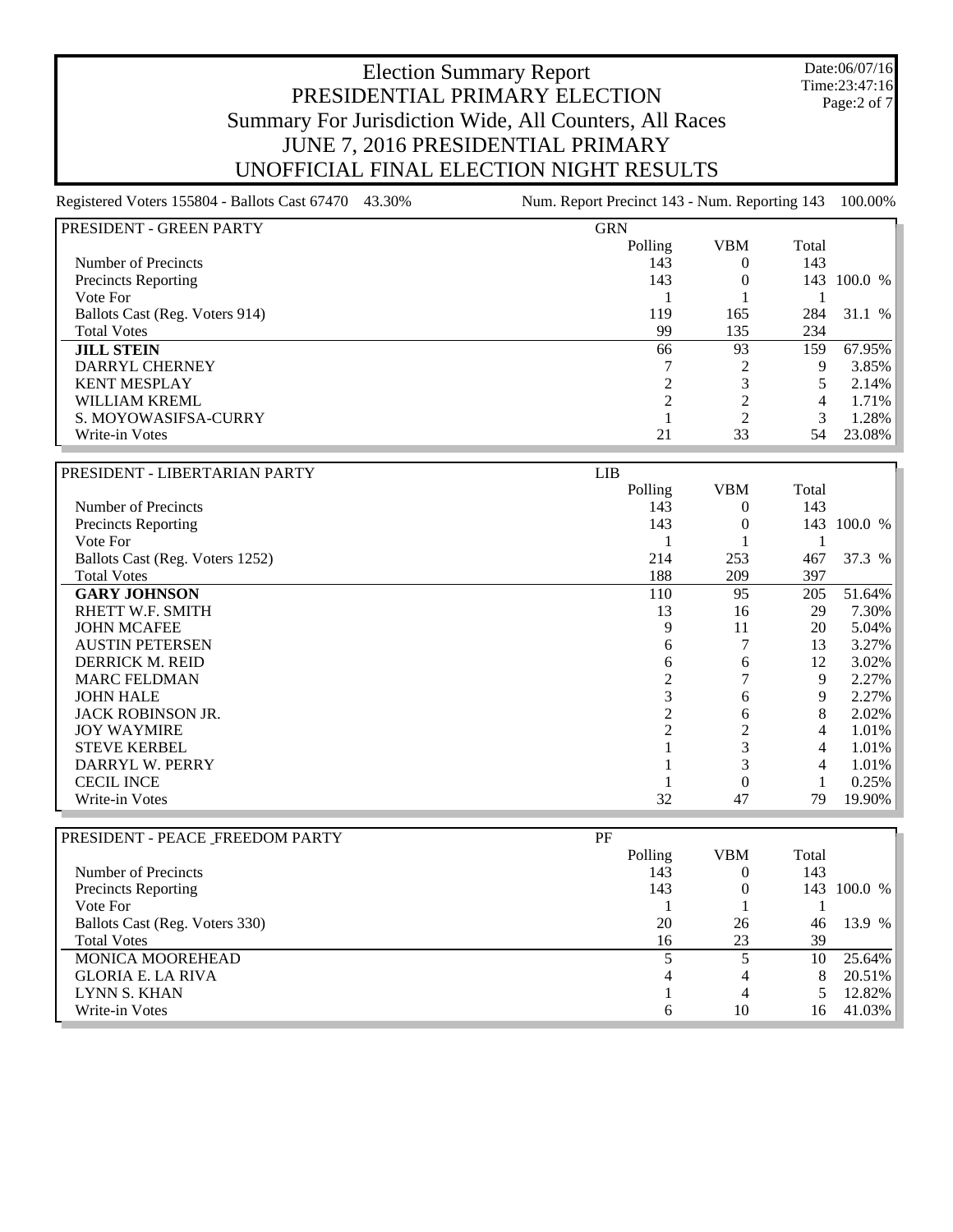# Election Summary Report

## PRESIDENTIAL PRIMARY ELECTION

## Summary For Jurisdiction Wide, All Counters, All Races

## JUNE 7, 2016 PRESIDENTIAL PRIMARY

## UNOFFICIAL FINAL ELECTION NIGHT RESULTS

Date:06/07/16
Time:23:47:16

Registered Voters 155804 - Ballots Cast 67470 43.30%

Num. Report Precinct 143 - Num. Reporting 143 100.00%

| PRESIDENT - GREEN PARTY | GRN | | | |
|---|---|---|---|---|
| | Polling | VBM | Total | |
| Number of Precincts | 143 | 0 | 143 | |
| Precincts Reporting | 143 | 0 | 143 | 100.0 % |
| Vote For | 1 | 1 | 1 | |
| Ballots Cast (Reg. Voters 914) | 119 | 165 | 284 | 31.1 % |
| Total Votes | 99 | 135 | 234 | |
| **JILL STEIN** | 66 | 93 | 159 | 67.95% |
| DARRYL CHERNEY | 7 | 2 | 9 | 3.85% |
| KENT MESPLAY | 2 | 3 | 5 | 2.14% |
| WILLIAM KREML | 2 | 2 | 4 | 1.71% |
| S. MOYOWASIFSA-CURRY | 1 | 2 | 3 | 1.28% |
| Write-in Votes | 21 | 33 | 54 | 23.08% |

| PRESIDENT - LIBERTARIAN PARTY | LIB | | | |
|---|---|---|---|---|
| | Polling | VBM | Total | |
| Number of Precincts | 143 | 0 | 143 | |
| Precincts Reporting | 143 | 0 | 143 | 100.0 % |
| Vote For | 1 | 1 | 1 | |
| Ballots Cast (Reg. Voters 1252) | 214 | 253 | 467 | 37.3 % |
| Total Votes | 188 | 209 | 397 | |
| **GARY JOHNSON** | 110 | 95 | 205 | 51.64% |
| RHETT W.F. SMITH | 13 | 16 | 29 | 7.30% |
| JOHN MCAFEE | 9 | 11 | 20 | 5.04% |
| AUSTIN PETERSEN | 6 | 7 | 13 | 3.27% |
| DERRICK M. REID | 6 | 6 | 12 | 3.02% |
| MARC FELDMAN | 2 | 7 | 9 | 2.27% |
| JOHN HALE | 3 | 6 | 9 | 2.27% |
| JACK ROBINSON JR. | 2 | 6 | 8 | 2.02% |
| JOY WAYMIRE | 2 | 2 | 4 | 1.01% |
| STEVE KERBEL | 1 | 3 | 4 | 1.01% |
| DARRYL W. PERRY | 1 | 3 | 4 | 1.01% |
| CECIL INCE | 1 | 0 | 1 | 0.25% |
| Write-in Votes | 32 | 47 | 79 | 19.90% |

| PRESIDENT - PEACE _FREEDOM PARTY | PF | | | |
|---|---|---|---|---|
| | Polling | VBM | Total | |
| Number of Precincts | 143 | 0 | 143 | |
| Precincts Reporting | 143 | 0 | 143 | 100.0 % |
| Vote For | 1 | 1 | 1 | |
| Ballots Cast (Reg. Voters 330) | 20 | 26 | 46 | 13.9 % |
| Total Votes | 16 | 23 | 39 | |
| MONICA MOOREHEAD | 5 | 5 | 10 | 25.64% |
| GLORIA E. LA RIVA | 4 | 4 | 8 | 20.51% |
| LYNN S. KHAN | 1 | 4 | 5 | 12.82% |
| Write-in Votes | 6 | 10 | 16 | 41.03% |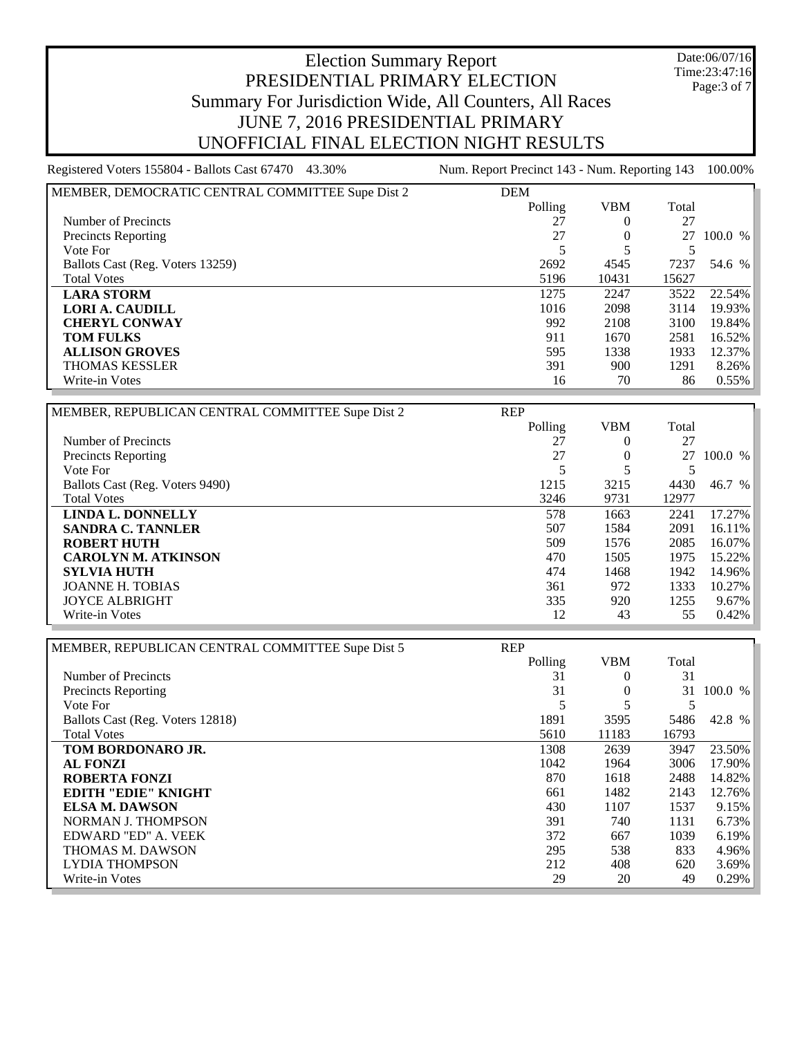# Election Summary Report
## PRESIDENTIAL PRIMARY ELECTION
## Summary For Jurisdiction Wide, All Counters, All Races
## JUNE 7, 2016 PRESIDENTIAL PRIMARY
## UNOFFICIAL FINAL ELECTION NIGHT RESULTS

Date:06/07/16
Time:23:47:16

Registered Voters 155804 - Ballots Cast 67470 43.30%

Num. Report Precinct 143 - Num. Reporting 143 100.00%

| MEMBER, DEMOCRATIC CENTRAL COMMITTEE Supe Dist 2 | DEM | | | |
|---|---|---|---|---|
| | Polling | VBM | Total | |
| Number of Precincts | 27 | 0 | 27 | |
| Precincts Reporting | 27 | 0 | 27 | 100.0 % |
| Vote For | 5 | 5 | 5 | |
| Ballots Cast (Reg. Voters 13259) | 2692 | 4545 | 7237 | 54.6 % |
| Total Votes | 5196 | 10431 | 15627 | |
| **LARA STORM** | 1275 | 2247 | 3522 | 22.54% |
| **LORI A. CAUDILL** | 1016 | 2098 | 3114 | 19.93% |
| **CHERYL CONWAY** | 992 | 2108 | 3100 | 19.84% |
| **TOM FULKS** | 911 | 1670 | 2581 | 16.52% |
| **ALLISON GROVES** | 595 | 1338 | 1933 | 12.37% |
| THOMAS KESSLER | 391 | 900 | 1291 | 8.26% |
| Write-in Votes | 16 | 70 | 86 | 0.55% |

| MEMBER, REPUBLICAN CENTRAL COMMITTEE Supe Dist 2 | REP | | | |
|---|---|---|---|---|
| | Polling | VBM | Total | |
| Number of Precincts | 27 | 0 | 27 | |
| Precincts Reporting | 27 | 0 | 27 | 100.0 % |
| Vote For | 5 | 5 | 5 | |
| Ballots Cast (Reg. Voters 9490) | 1215 | 3215 | 4430 | 46.7 % |
| Total Votes | 3246 | 9731 | 12977 | |
| **LINDA L. DONNELLY** | 578 | 1663 | 2241 | 17.27% |
| **SANDRA C. TANNLER** | 507 | 1584 | 2091 | 16.11% |
| **ROBERT HUTH** | 509 | 1576 | 2085 | 16.07% |
| **CAROLYN M. ATKINSON** | 470 | 1505 | 1975 | 15.22% |
| **SYLVIA HUTH** | 474 | 1468 | 1942 | 14.96% |
| JOANNE H. TOBIAS | 361 | 972 | 1333 | 10.27% |
| JOYCE ALBRIGHT | 335 | 920 | 1255 | 9.67% |
| Write-in Votes | 12 | 43 | 55 | 0.42% |

| MEMBER, REPUBLICAN CENTRAL COMMITTEE Supe Dist 5 | REP | | | |
|---|---|---|---|---|
| | Polling | VBM | Total | |
| Number of Precincts | 31 | 0 | 31 | |
| Precincts Reporting | 31 | 0 | 31 | 100.0 % |
| Vote For | 5 | 5 | 5 | |
| Ballots Cast (Reg. Voters 12818) | 1891 | 3595 | 5486 | 42.8 % |
| Total Votes | 5610 | 11183 | 16793 | |
| **TOM BORDONARO JR.** | 1308 | 2639 | 3947 | 23.50% |
| **AL FONZI** | 1042 | 1964 | 3006 | 17.90% |
| **ROBERTA FONZI** | 870 | 1618 | 2488 | 14.82% |
| **EDITH "EDIE" KNIGHT** | 661 | 1482 | 2143 | 12.76% |
| **ELSA M. DAWSON** | 430 | 1107 | 1537 | 9.15% |
| NORMAN J. THOMPSON | 391 | 740 | 1131 | 6.73% |
| EDWARD "ED" A. VEEK | 372 | 667 | 1039 | 6.19% |
| THOMAS M. DAWSON | 295 | 538 | 833 | 4.96% |
| LYDIA THOMPSON | 212 | 408 | 620 | 3.69% |
| Write-in Votes | 29 | 20 | 49 | 0.29% |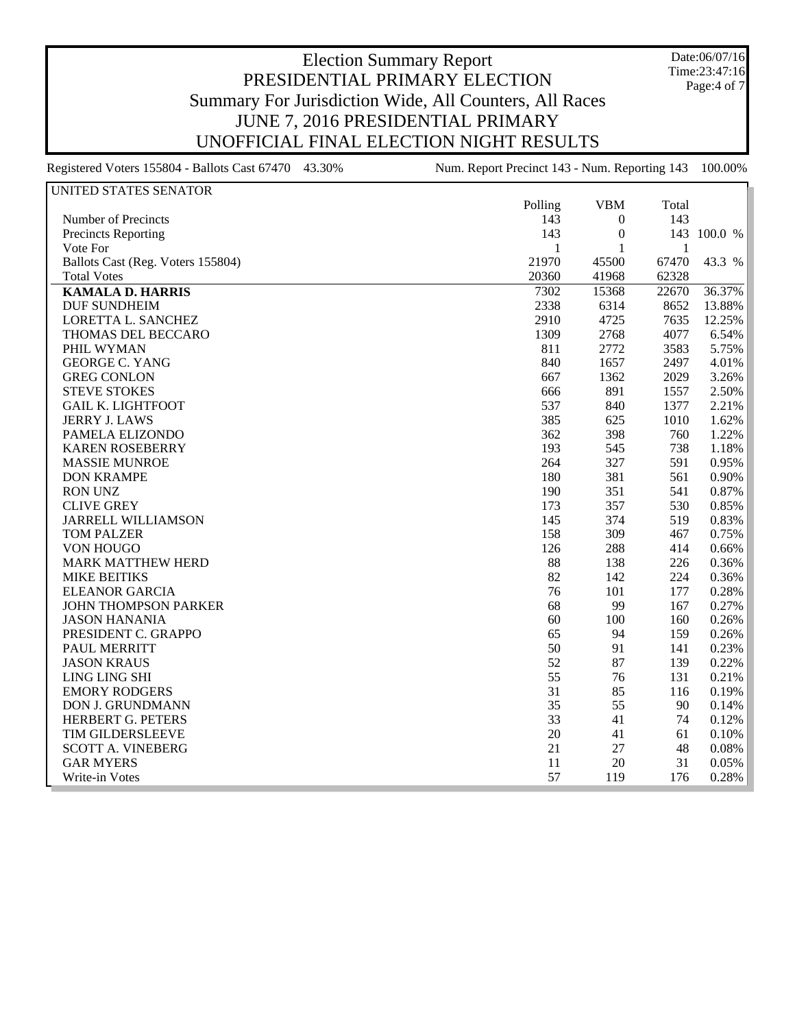# Election Summary Report

## PRESIDENTIAL PRIMARY ELECTION

Summary For Jurisdiction Wide, All Counters, All Races

JUNE 7, 2016 PRESIDENTIAL PRIMARY

UNOFFICIAL FINAL ELECTION NIGHT RESULTS

Date:06/07/16
Time:23:47:16

Registered Voters 155804 - Ballots Cast 67470 43.30%        Num. Report Precinct 143 - Num. Reporting 143 100.00%

### UNITED STATES SENATOR

| | Polling | VBM | Total | |
|---|---|---|---|---|
| Number of Precincts | 143 | 0 | 143 | |
| Precincts Reporting | 143 | 0 | 143 | 100.0 % |
| Vote For | 1 | 1 | 1 | |
| Ballots Cast (Reg. Voters 155804) | 21970 | 45500 | 67470 | 43.3 % |
| Total Votes | 20360 | 41968 | 62328 | |
| **KAMALA D. HARRIS** | 7302 | 15368 | 22670 | 36.37% |
| DUF SUNDHEIM | 2338 | 6314 | 8652 | 13.88% |
| LORETTA L. SANCHEZ | 2910 | 4725 | 7635 | 12.25% |
| THOMAS DEL BECCARO | 1309 | 2768 | 4077 | 6.54% |
| PHIL WYMAN | 811 | 2772 | 3583 | 5.75% |
| GEORGE C. YANG | 840 | 1657 | 2497 | 4.01% |
| GREG CONLON | 667 | 1362 | 2029 | 3.26% |
| STEVE STOKES | 666 | 891 | 1557 | 2.50% |
| GAIL K. LIGHTFOOT | 537 | 840 | 1377 | 2.21% |
| JERRY J. LAWS | 385 | 625 | 1010 | 1.62% |
| PAMELA ELIZONDO | 362 | 398 | 760 | 1.22% |
| KAREN ROSEBERRY | 193 | 545 | 738 | 1.18% |
| MASSIE MUNROE | 264 | 327 | 591 | 0.95% |
| DON KRAMPE | 180 | 381 | 561 | 0.90% |
| RON UNZ | 190 | 351 | 541 | 0.87% |
| CLIVE GREY | 173 | 357 | 530 | 0.85% |
| JARRELL WILLIAMSON | 145 | 374 | 519 | 0.83% |
| TOM PALZER | 158 | 309 | 467 | 0.75% |
| VON HOUGO | 126 | 288 | 414 | 0.66% |
| MARK MATTHEW HERD | 88 | 138 | 226 | 0.36% |
| MIKE BEITIKS | 82 | 142 | 224 | 0.36% |
| ELEANOR GARCIA | 76 | 101 | 177 | 0.28% |
| JOHN THOMPSON PARKER | 68 | 99 | 167 | 0.27% |
| JASON HANANIA | 60 | 100 | 160 | 0.26% |
| PRESIDENT C. GRAPPO | 65 | 94 | 159 | 0.26% |
| PAUL MERRITT | 50 | 91 | 141 | 0.23% |
| JASON KRAUS | 52 | 87 | 139 | 0.22% |
| LING LING SHI | 55 | 76 | 131 | 0.21% |
| EMORY RODGERS | 31 | 85 | 116 | 0.19% |
| DON J. GRUNDMANN | 35 | 55 | 90 | 0.14% |
| HERBERT G. PETERS | 33 | 41 | 74 | 0.12% |
| TIM GILDERSLEEVE | 20 | 41 | 61 | 0.10% |
| SCOTT A. VINEBERG | 21 | 27 | 48 | 0.08% |
| GAR MYERS | 11 | 20 | 31 | 0.05% |
| Write-in Votes | 57 | 119 | 176 | 0.28% |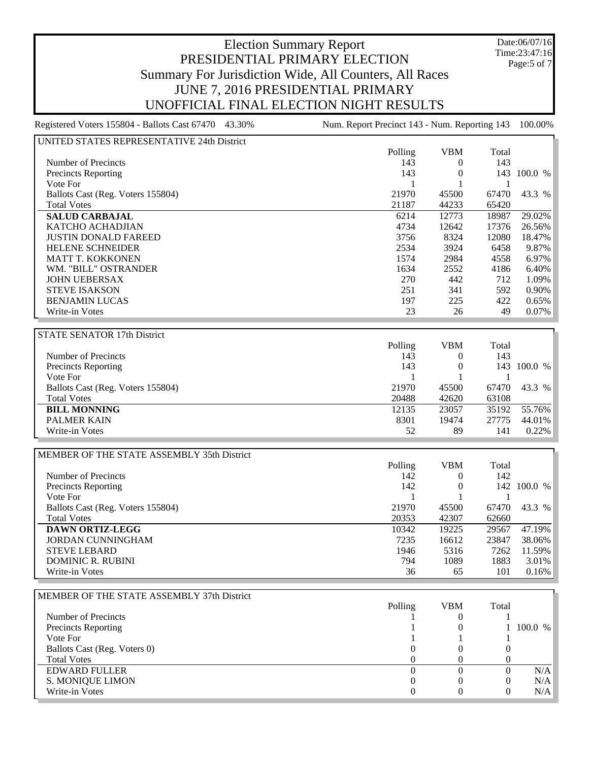# Election Summary Report

## PRESIDENTIAL PRIMARY ELECTION

## Summary For Jurisdiction Wide, All Counters, All Races

## JUNE 7, 2016 PRESIDENTIAL PRIMARY

## UNOFFICIAL FINAL ELECTION NIGHT RESULTS

Date:06/07/16
Time:23:47:16

Registered Voters 155804 - Ballots Cast 67470 43.30%    Num. Report Precinct 143 - Num. Reporting 143 100.00%

### UNITED STATES REPRESENTATIVE 24th District

| | Polling | VBM | Total | |
|---|---|---|---|---|
| Number of Precincts | 143 | 0 | 143 | |
| Precincts Reporting | 143 | 0 | 143 | 100.0 % |
| Vote For | 1 | 1 | 1 | |
| Ballots Cast (Reg. Voters 155804) | 21970 | 45500 | 67470 | 43.3 % |
| Total Votes | 21187 | 44233 | 65420 | |
| **SALUD CARBAJAL** | 6214 | 12773 | 18987 | 29.02% |
| KATCHO ACHADJIAN | 4734 | 12642 | 17376 | 26.56% |
| JUSTIN DONALD FAREED | 3756 | 8324 | 12080 | 18.47% |
| HELENE SCHNEIDER | 2534 | 3924 | 6458 | 9.87% |
| MATT T. KOKKONEN | 1574 | 2984 | 4558 | 6.97% |
| WM. "BILL" OSTRANDER | 1634 | 2552 | 4186 | 6.40% |
| JOHN UEBERSAX | 270 | 442 | 712 | 1.09% |
| STEVE ISAKSON | 251 | 341 | 592 | 0.90% |
| BENJAMIN LUCAS | 197 | 225 | 422 | 0.65% |
| Write-in Votes | 23 | 26 | 49 | 0.07% |

### STATE SENATOR 17th District

| | Polling | VBM | Total | |
|---|---|---|---|---|
| Number of Precincts | 143 | 0 | 143 | |
| Precincts Reporting | 143 | 0 | 143 | 100.0 % |
| Vote For | 1 | 1 | 1 | |
| Ballots Cast (Reg. Voters 155804) | 21970 | 45500 | 67470 | 43.3 % |
| Total Votes | 20488 | 42620 | 63108 | |
| **BILL MONNING** | 12135 | 23057 | 35192 | 55.76% |
| PALMER KAIN | 8301 | 19474 | 27775 | 44.01% |
| Write-in Votes | 52 | 89 | 141 | 0.22% |

### MEMBER OF THE STATE ASSEMBLY 35th District

| | Polling | VBM | Total | |
|---|---|---|---|---|
| Number of Precincts | 142 | 0 | 142 | |
| Precincts Reporting | 142 | 0 | 142 | 100.0 % |
| Vote For | 1 | 1 | 1 | |
| Ballots Cast (Reg. Voters 155804) | 21970 | 45500 | 67470 | 43.3 % |
| Total Votes | 20353 | 42307 | 62660 | |
| **DAWN ORTIZ-LEGG** | 10342 | 19225 | 29567 | 47.19% |
| JORDAN CUNNINGHAM | 7235 | 16612 | 23847 | 38.06% |
| STEVE LEBARD | 1946 | 5316 | 7262 | 11.59% |
| DOMINIC R. RUBINI | 794 | 1089 | 1883 | 3.01% |
| Write-in Votes | 36 | 65 | 101 | 0.16% |

### MEMBER OF THE STATE ASSEMBLY 37th District

| | Polling | VBM | Total | |
|---|---|---|---|---|
| Number of Precincts | 1 | 0 | 1 | |
| Precincts Reporting | 1 | 0 | 1 | 100.0 % |
| Vote For | 1 | 1 | 1 | |
| Ballots Cast (Reg. Voters 0) | 0 | 0 | 0 | |
| Total Votes | 0 | 0 | 0 | |
| EDWARD FULLER | 0 | 0 | 0 | N/A |
| S. MONIQUE LIMON | 0 | 0 | 0 | N/A |
| Write-in Votes | 0 | 0 | 0 | N/A |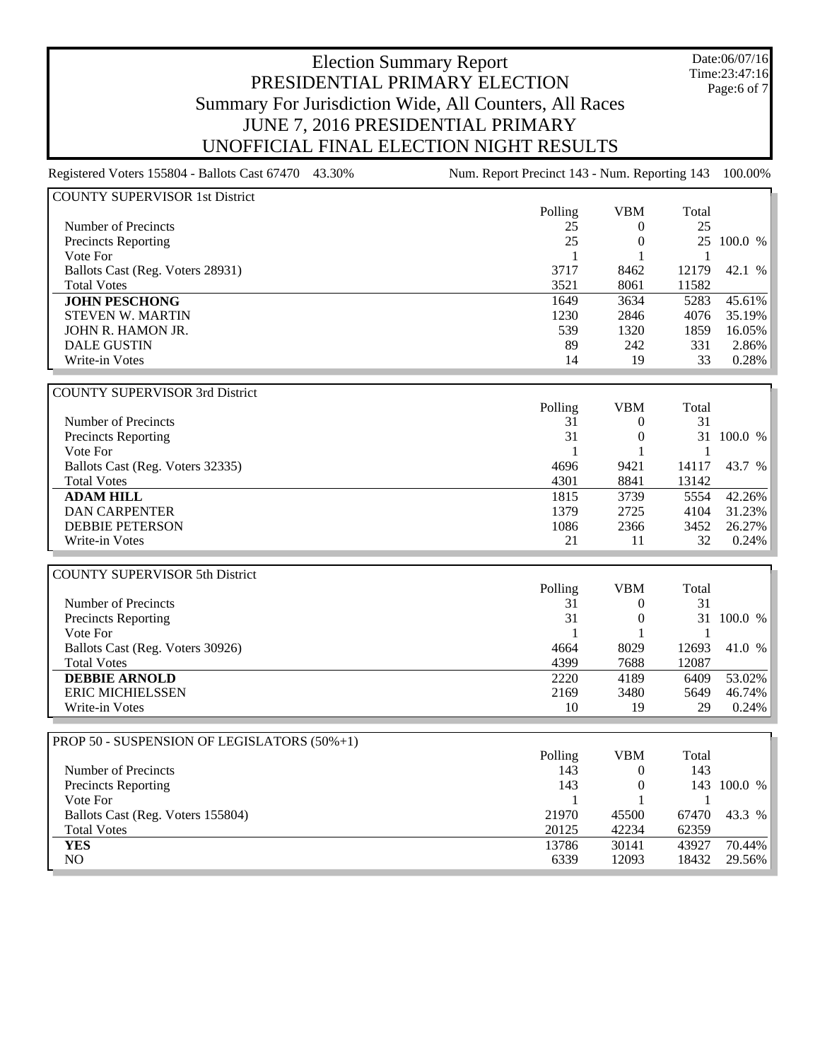# Election Summary Report
## PRESIDENTIAL PRIMARY ELECTION
## Summary For Jurisdiction Wide, All Counters, All Races
## JUNE 7, 2016 PRESIDENTIAL PRIMARY
## UNOFFICIAL FINAL ELECTION NIGHT RESULTS

Date:06/07/16
Time:23:47:16

Registered Voters 155804 - Ballots Cast 67470 43.30%    Num. Report Precinct 143 - Num. Reporting 143 100.00%

### COUNTY SUPERVISOR 1st District

| | Polling | VBM | Total | |
|---|---|---|---|---|
| Number of Precincts | 25 | 0 | 25 | |
| Precincts Reporting | 25 | 0 | 25 | 100.0 % |
| Vote For | 1 | 1 | 1 | |
| Ballots Cast (Reg. Voters 28931) | 3717 | 8462 | 12179 | 42.1 % |
| Total Votes | 3521 | 8061 | 11582 | |
| **JOHN PESCHONG** | 1649 | 3634 | 5283 | 45.61% |
| STEVEN W. MARTIN | 1230 | 2846 | 4076 | 35.19% |
| JOHN R. HAMON JR. | 539 | 1320 | 1859 | 16.05% |
| DALE GUSTIN | 89 | 242 | 331 | 2.86% |
| Write-in Votes | 14 | 19 | 33 | 0.28% |

### COUNTY SUPERVISOR 3rd District

| | Polling | VBM | Total | |
|---|---|---|---|---|
| Number of Precincts | 31 | 0 | 31 | |
| Precincts Reporting | 31 | 0 | 31 | 100.0 % |
| Vote For | 1 | 1 | 1 | |
| Ballots Cast (Reg. Voters 32335) | 4696 | 9421 | 14117 | 43.7 % |
| Total Votes | 4301 | 8841 | 13142 | |
| **ADAM HILL** | 1815 | 3739 | 5554 | 42.26% |
| DAN CARPENTER | 1379 | 2725 | 4104 | 31.23% |
| DEBBIE PETERSON | 1086 | 2366 | 3452 | 26.27% |
| Write-in Votes | 21 | 11 | 32 | 0.24% |

### COUNTY SUPERVISOR 5th District

| | Polling | VBM | Total | |
|---|---|---|---|---|
| Number of Precincts | 31 | 0 | 31 | |
| Precincts Reporting | 31 | 0 | 31 | 100.0 % |
| Vote For | 1 | 1 | 1 | |
| Ballots Cast (Reg. Voters 30926) | 4664 | 8029 | 12693 | 41.0 % |
| Total Votes | 4399 | 7688 | 12087 | |
| **DEBBIE ARNOLD** | 2220 | 4189 | 6409 | 53.02% |
| ERIC MICHIELSSEN | 2169 | 3480 | 5649 | 46.74% |
| Write-in Votes | 10 | 19 | 29 | 0.24% |

### PROP 50 - SUSPENSION OF LEGISLATORS (50%+1)

| | Polling | VBM | Total | |
|---|---|---|---|---|
| Number of Precincts | 143 | 0 | 143 | |
| Precincts Reporting | 143 | 0 | 143 | 100.0 % |
| Vote For | 1 | 1 | 1 | |
| Ballots Cast (Reg. Voters 155804) | 21970 | 45500 | 67470 | 43.3 % |
| Total Votes | 20125 | 42234 | 62359 | |
| **YES** | 13786 | 30141 | 43927 | 70.44% |
| NO | 6339 | 12093 | 18432 | 29.56% |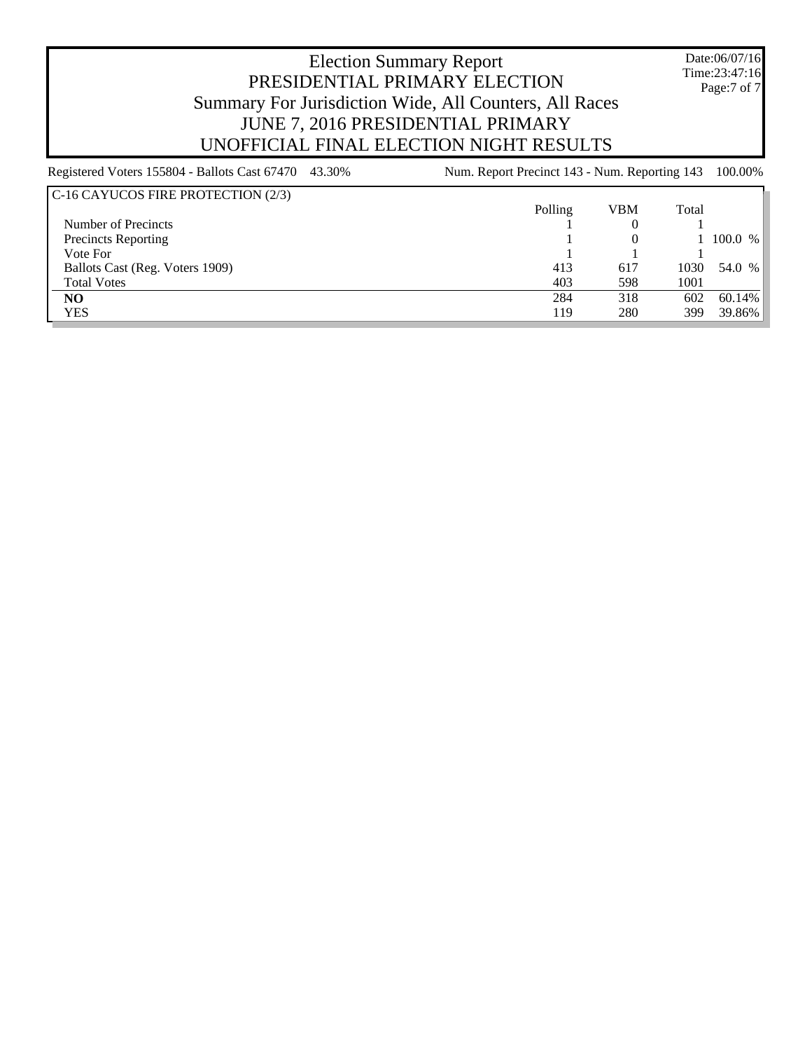# Election Summary Report

## PRESIDENTIAL PRIMARY ELECTION

## Summary For Jurisdiction Wide, All Counters, All Races

## JUNE 7, 2016 PRESIDENTIAL PRIMARY

## UNOFFICIAL FINAL ELECTION NIGHT RESULTS

Date:06/07/16
Time:23:47:16

Registered Voters 155804 - Ballots Cast 67470 43.30%

Num. Report Precinct 143 - Num. Reporting 143 100.00%

| C-16 CAYUCOS FIRE PROTECTION (2/3) | Polling | VBM | Total | |
|---|---|---|---|---|
| Number of Precincts | 1 | 0 | 1 | |
| Precincts Reporting | 1 | 0 | 1 | 100.0 % |
| Vote For | 1 | 1 | 1 | |
| Ballots Cast (Reg. Voters 1909) | 413 | 617 | 1030 | 54.0 % |
| Total Votes | 403 | 598 | 1001 | |
| **NO** | 284 | 318 | 602 | 60.14% |
| YES | 119 | 280 | 399 | 39.86% |